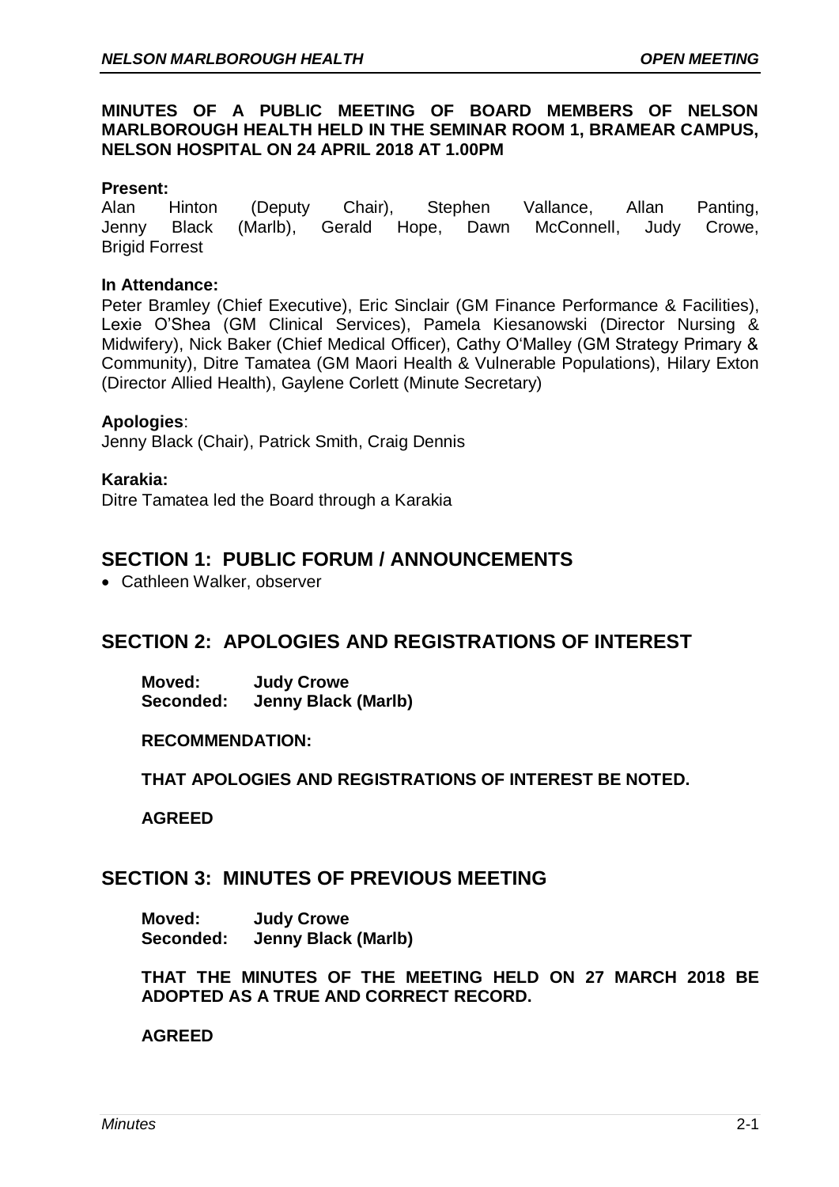**MINUTES OF A PUBLIC MEETING OF BOARD MEMBERS OF NELSON MARLBOROUGH HEALTH HELD IN THE SEMINAR ROOM 1, BRAMEAR CAMPUS, NELSON HOSPITAL ON 24 APRIL 2018 AT 1.00PM**

**Present:**
Alan Hinton (Deputy Chair), Stephen Vallance, Allan Panting, Jenny Black (Marlb), Gerald Hope, Dawn McConnell, Judy Crowe, Brigid Forrest

**In Attendance:**
Peter Bramley (Chief Executive), Eric Sinclair (GM Finance Performance & Facilities), Lexie O'Shea (GM Clinical Services), Pamela Kiesanowski (Director Nursing & Midwifery), Nick Baker (Chief Medical Officer), Cathy O'Malley (GM Strategy Primary & Community), Ditre Tamatea (GM Maori Health & Vulnerable Populations), Hilary Exton (Director Allied Health), Gaylene Corlett (Minute Secretary)

**Apologies**:
Jenny Black (Chair), Patrick Smith, Craig Dennis

**Karakia:**
Ditre Tamatea led the Board through a Karakia

## SECTION 1: PUBLIC FORUM / ANNOUNCEMENTS

- Cathleen Walker, observer

## SECTION 2: APOLOGIES AND REGISTRATIONS OF INTEREST

**Moved: Judy Crowe**
**Seconded: Jenny Black (Marlb)**

**RECOMMENDATION:**

**THAT APOLOGIES AND REGISTRATIONS OF INTEREST BE NOTED.**

**AGREED**

## SECTION 3: MINUTES OF PREVIOUS MEETING

**Moved: Judy Crowe**
**Seconded: Jenny Black (Marlb)**

**THAT THE MINUTES OF THE MEETING HELD ON 27 MARCH 2018 BE ADOPTED AS A TRUE AND CORRECT RECORD.**

**AGREED**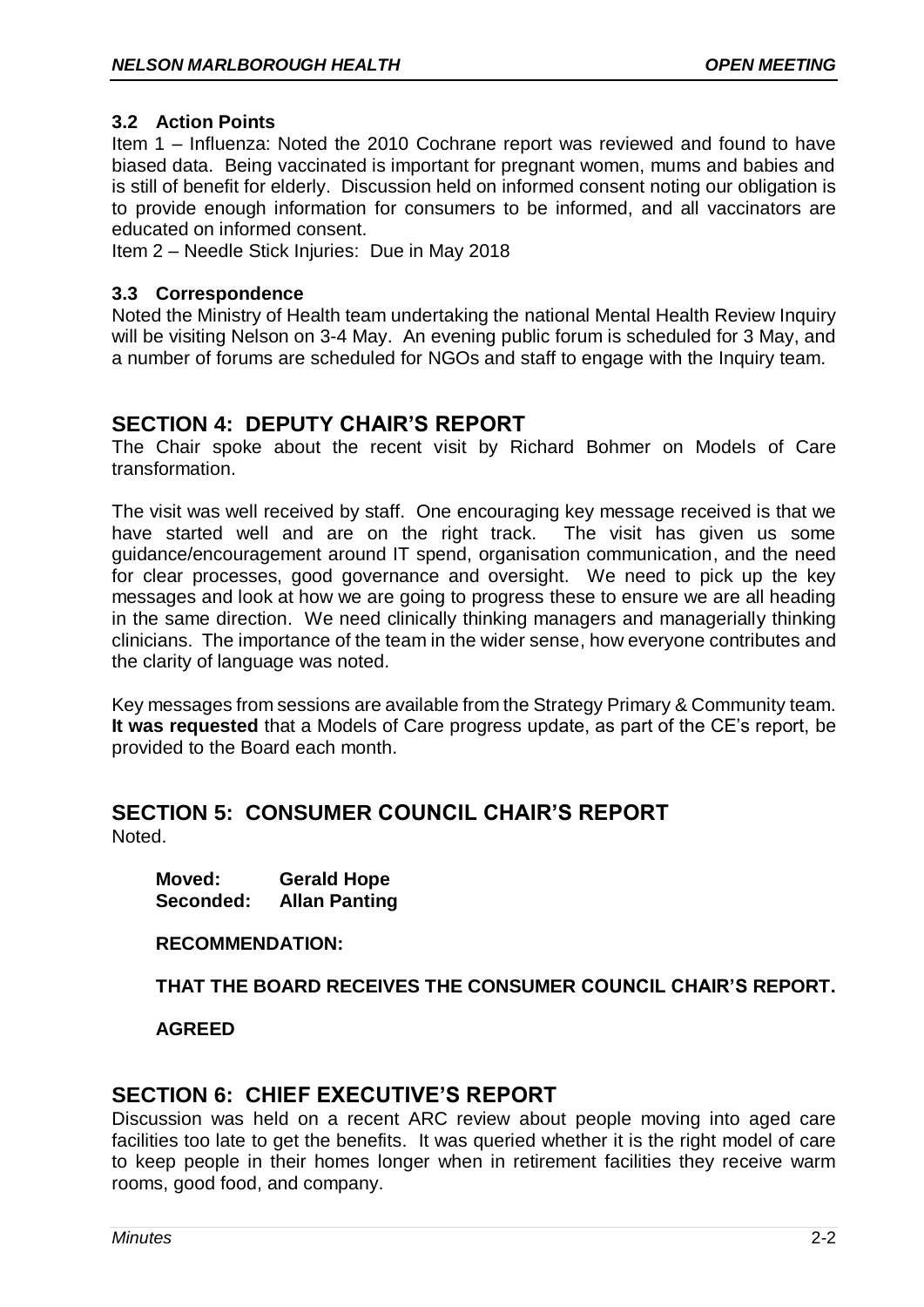### 3.2 Action Points

Item 1 – Influenza: Noted the 2010 Cochrane report was reviewed and found to have biased data. Being vaccinated is important for pregnant women, mums and babies and is still of benefit for elderly. Discussion held on informed consent noting our obligation is to provide enough information for consumers to be informed, and all vaccinators are educated on informed consent.

Item 2 – Needle Stick Injuries: Due in May 2018

### 3.3 Correspondence

Noted the Ministry of Health team undertaking the national Mental Health Review Inquiry will be visiting Nelson on 3-4 May. An evening public forum is scheduled for 3 May, and a number of forums are scheduled for NGOs and staff to engage with the Inquiry team.

## SECTION 4: DEPUTY CHAIR'S REPORT

The Chair spoke about the recent visit by Richard Bohmer on Models of Care transformation.

The visit was well received by staff. One encouraging key message received is that we have started well and are on the right track. The visit has given us some guidance/encouragement around IT spend, organisation communication, and the need for clear processes, good governance and oversight. We need to pick up the key messages and look at how we are going to progress these to ensure we are all heading in the same direction. We need clinically thinking managers and managerially thinking clinicians. The importance of the team in the wider sense, how everyone contributes and the clarity of language was noted.

Key messages from sessions are available from the Strategy Primary & Community team. **It was requested** that a Models of Care progress update, as part of the CE's report, be provided to the Board each month.

## SECTION 5: CONSUMER COUNCIL CHAIR'S REPORT

Noted.

**Moved: Gerald Hope**
**Seconded: Allan Panting**

**RECOMMENDATION:**

**THAT THE BOARD RECEIVES THE CONSUMER COUNCIL CHAIR'S REPORT.**

**AGREED**

## SECTION 6: CHIEF EXECUTIVE'S REPORT

Discussion was held on a recent ARC review about people moving into aged care facilities too late to get the benefits. It was queried whether it is the right model of care to keep people in their homes longer when in retirement facilities they receive warm rooms, good food, and company.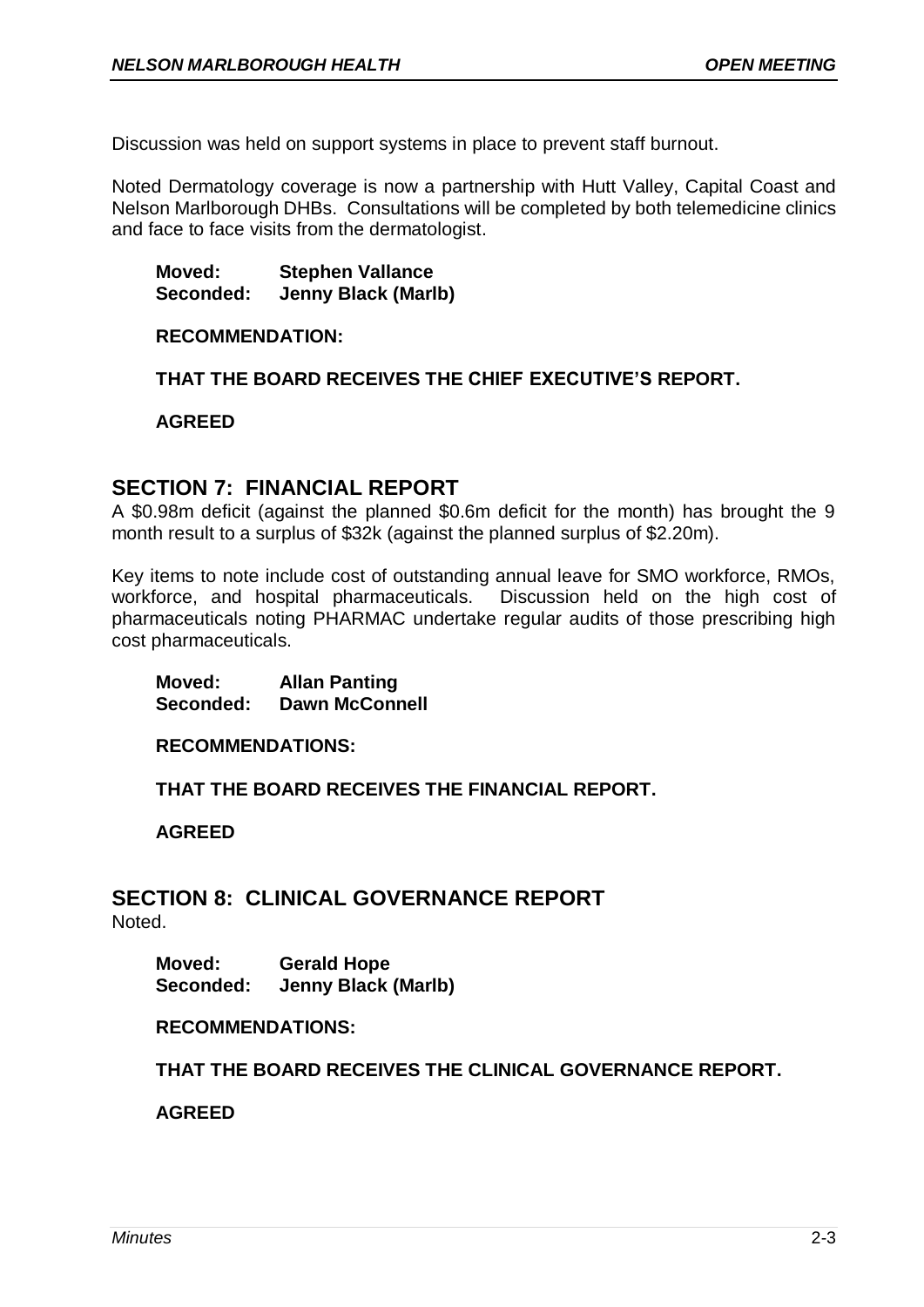Discussion was held on support systems in place to prevent staff burnout.

Noted Dermatology coverage is now a partnership with Hutt Valley, Capital Coast and Nelson Marlborough DHBs. Consultations will be completed by both telemedicine clinics and face to face visits from the dermatologist.

**Moved: Stephen Vallance**
**Seconded: Jenny Black (Marlb)**

**RECOMMENDATION:**

**THAT THE BOARD RECEIVES THE CHIEF EXECUTIVE'S REPORT.**

**AGREED**

## SECTION 7: FINANCIAL REPORT

A $0.98m deficit (against the planned $0.6m deficit for the month) has brought the 9 month result to a surplus of $32k (against the planned surplus of $2.20m).

Key items to note include cost of outstanding annual leave for SMO workforce, RMOs, workforce, and hospital pharmaceuticals. Discussion held on the high cost of pharmaceuticals noting PHARMAC undertake regular audits of those prescribing high cost pharmaceuticals.

**Moved: Allan Panting**
**Seconded: Dawn McConnell**

**RECOMMENDATIONS:**

**THAT THE BOARD RECEIVES THE FINANCIAL REPORT.**

**AGREED**

## SECTION 8: CLINICAL GOVERNANCE REPORT

Noted.

**Moved: Gerald Hope**
**Seconded: Jenny Black (Marlb)**

**RECOMMENDATIONS:**

**THAT THE BOARD RECEIVES THE CLINICAL GOVERNANCE REPORT.**

**AGREED**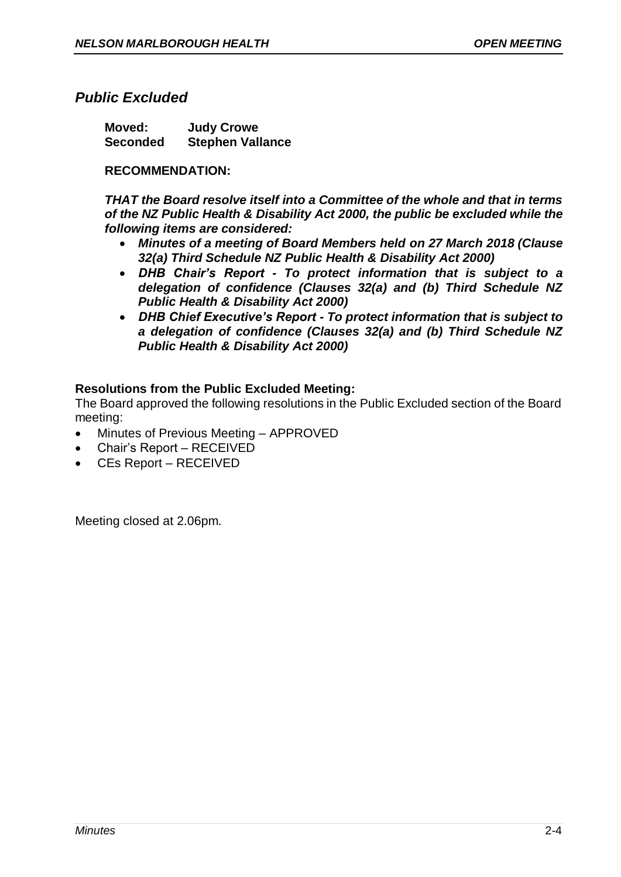## *Public Excluded*

**Moved: Judy Crowe**
**Seconded Stephen Vallance**

**RECOMMENDATION:**

***THAT the Board resolve itself into a Committee of the whole and that in terms of the NZ Public Health & Disability Act 2000, the public be excluded while the following items are considered:***

- ***Minutes of a meeting of Board Members held on 27 March 2018 (Clause 32(a) Third Schedule NZ Public Health & Disability Act 2000)***
- ***DHB Chair's Report - To protect information that is subject to a delegation of confidence (Clauses 32(a) and (b) Third Schedule NZ Public Health & Disability Act 2000)***
- ***DHB Chief Executive's Report - To protect information that is subject to a delegation of confidence (Clauses 32(a) and (b) Third Schedule NZ Public Health & Disability Act 2000)***

**Resolutions from the Public Excluded Meeting:**

The Board approved the following resolutions in the Public Excluded section of the Board meeting:

- Minutes of Previous Meeting – APPROVED
- Chair's Report – RECEIVED
- CEs Report – RECEIVED

Meeting closed at 2.06pm.